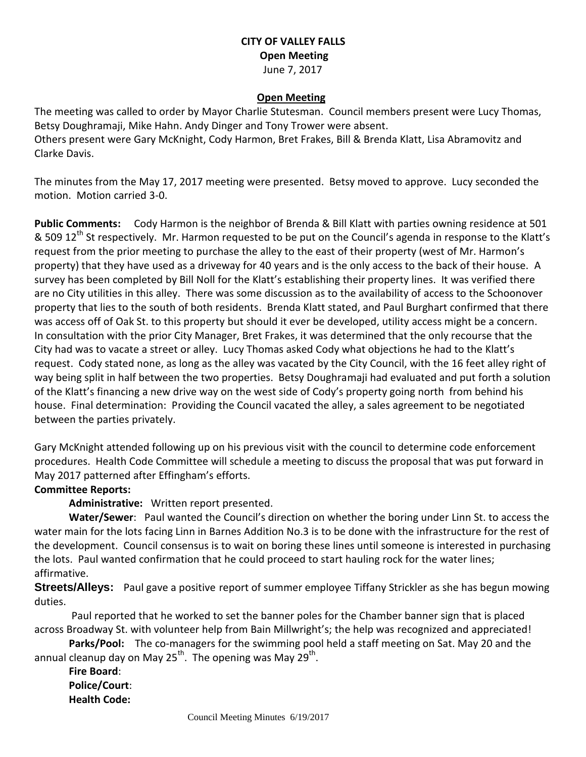# CITY OF VALLEY FALLS

## Open Meeting

June 7, 2017

### Open Meeting

The meeting was called to order by Mayor Charlie Stutesman. Council members present were Lucy Thomas, Betsy Doughramaji, Mike Hahn. Andy Dinger and Tony Trower were absent.
Others present were Gary McKnight, Cody Harmon, Bret Frakes, Bill & Brenda Klatt, Lisa Abramovitz and Clarke Davis.

The minutes from the May 17, 2017 meeting were presented. Betsy moved to approve. Lucy seconded the motion. Motion carried 3-0.

**Public Comments:** Cody Harmon is the neighbor of Brenda & Bill Klatt with parties owning residence at 501 & 509 12th St respectively. Mr. Harmon requested to be put on the Council's agenda in response to the Klatt's request from the prior meeting to purchase the alley to the east of their property (west of Mr. Harmon's property) that they have used as a driveway for 40 years and is the only access to the back of their house. A survey has been completed by Bill Noll for the Klatt's establishing their property lines. It was verified there are no City utilities in this alley. There was some discussion as to the availability of access to the Schoonover property that lies to the south of both residents. Brenda Klatt stated, and Paul Burghart confirmed that there was access off of Oak St. to this property but should it ever be developed, utility access might be a concern. In consultation with the prior City Manager, Bret Frakes, it was determined that the only recourse that the City had was to vacate a street or alley. Lucy Thomas asked Cody what objections he had to the Klatt's request. Cody stated none, as long as the alley was vacated by the City Council, with the 16 feet alley right of way being split in half between the two properties. Betsy Doughramaji had evaluated and put forth a solution of the Klatt's financing a new drive way on the west side of Cody's property going north from behind his house. Final determination: Providing the Council vacated the alley, a sales agreement to be negotiated between the parties privately.

Gary McKnight attended following up on his previous visit with the council to determine code enforcement procedures. Health Code Committee will schedule a meeting to discuss the proposal that was put forward in May 2017 patterned after Effingham's efforts.

**Committee Reports:**

**Administrative:** Written report presented.

**Water/Sewer**: Paul wanted the Council's direction on whether the boring under Linn St. to access the water main for the lots facing Linn in Barnes Addition No.3 is to be done with the infrastructure for the rest of the development. Council consensus is to wait on boring these lines until someone is interested in purchasing the lots. Paul wanted confirmation that he could proceed to start hauling rock for the water lines; affirmative.

**Streets/Alleys:** Paul gave a positive report of summer employee Tiffany Strickler as she has begun mowing duties.

Paul reported that he worked to set the banner poles for the Chamber banner sign that is placed across Broadway St. with volunteer help from Bain Millwright's; the help was recognized and appreciated!

**Parks/Pool:** The co-managers for the swimming pool held a staff meeting on Sat. May 20 and the annual cleanup day on May 25th. The opening was May 29th.

**Fire Board**:

**Police/Court**:

**Health Code:**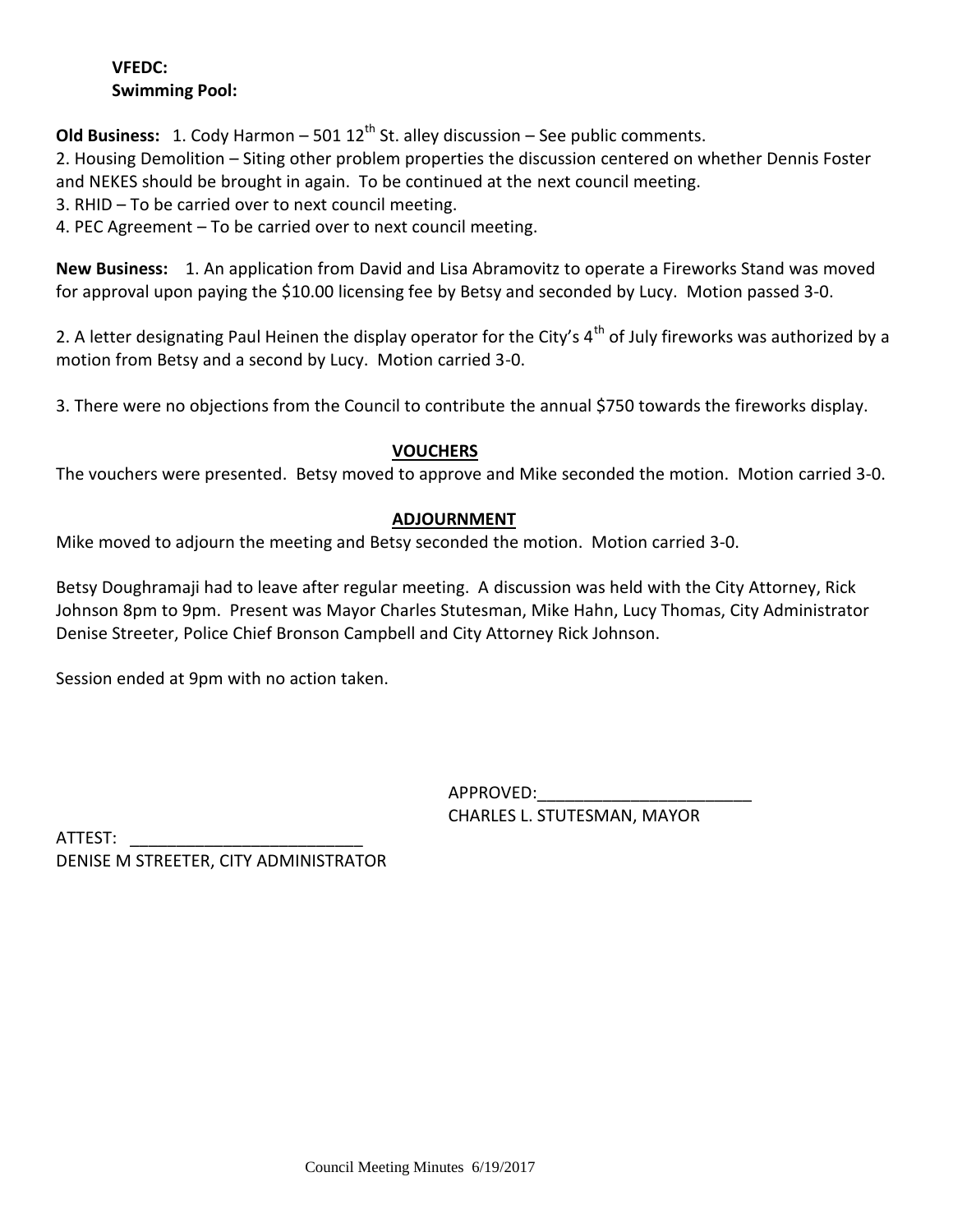**VFEDC:**
**Swimming Pool:**

**Old Business:** 1. Cody Harmon – 501 12th St. alley discussion – See public comments.
2. Housing Demolition – Siting other problem properties the discussion centered on whether Dennis Foster and NEKES should be brought in again. To be continued at the next council meeting.
3. RHID – To be carried over to next council meeting.
4. PEC Agreement – To be carried over to next council meeting.

**New Business:** 1. An application from David and Lisa Abramovitz to operate a Fireworks Stand was moved for approval upon paying the $10.00 licensing fee by Betsy and seconded by Lucy. Motion passed 3-0.

2. A letter designating Paul Heinen the display operator for the City's 4th of July fireworks was authorized by a motion from Betsy and a second by Lucy. Motion carried 3-0.

3. There were no objections from the Council to contribute the annual $750 towards the fireworks display.

## VOUCHERS

The vouchers were presented. Betsy moved to approve and Mike seconded the motion. Motion carried 3-0.

## ADJOURNMENT

Mike moved to adjourn the meeting and Betsy seconded the motion. Motion carried 3-0.

Betsy Doughramaji had to leave after regular meeting. A discussion was held with the City Attorney, Rick Johnson 8pm to 9pm. Present was Mayor Charles Stutesman, Mike Hahn, Lucy Thomas, City Administrator Denise Streeter, Police Chief Bronson Campbell and City Attorney Rick Johnson.

Session ended at 9pm with no action taken.

APPROVED:_______________________
CHARLES L. STUTESMAN, MAYOR

ATTEST: _________________________
DENISE M STREETER, CITY ADMINISTRATOR